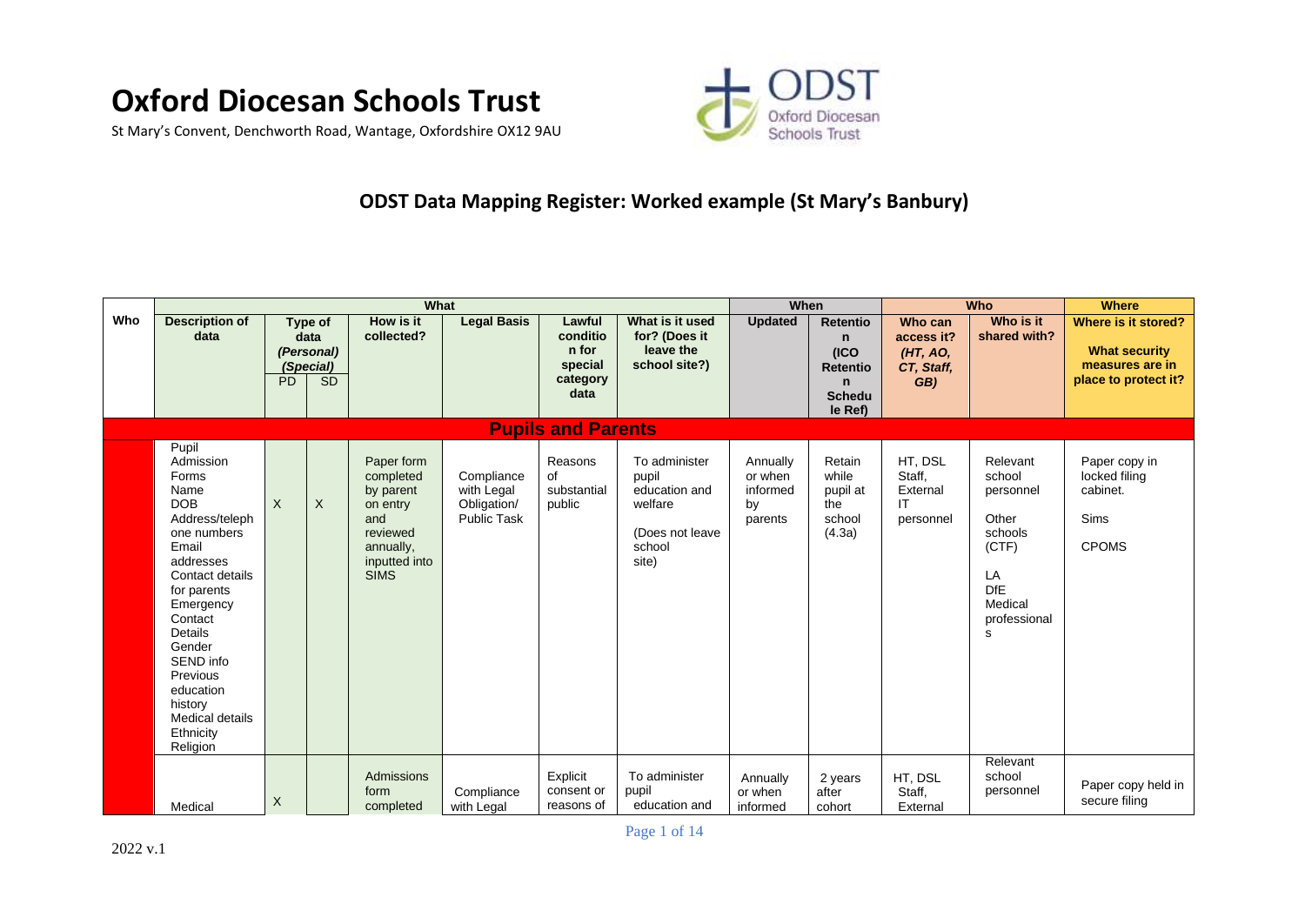# Oxford Diocesan Schools Trust

St Mary's Convent, Denchworth Road, Wantage, Oxfordshire OX12 9AU

## ODST Data Mapping Register: Worked example (St Mary's Banbury)

| Who | What | | | | | | | When | | Who | | Where |
|---|---|---|---|---|---|---|---|---|---|---|---|---|
| **Who** | **Description of data** | **Type of data (Personal) (Special)** PD | SD | **How is it collected?** | **Legal Basis** | **Lawful condition for special category data** | **What is it used for? (Does it leave the school site?)** | **Updated** | **Retention (ICO Retention Schedule Ref)** | **Who can access it? (HT, AO, CT, Staff, GB)** | **Who is it shared with?** | **Where is it stored? What security measures are in place to protect it?** |
| **Pupils and Parents** | | | | | | | | | | | | |
| | Pupil Admission Forms Name DOB Address/telephone numbers Email addresses Contact details for parents Emergency Contact Details Gender SEND info Previous education history Medical details Ethnicity Religion | X | X | Paper form completed by parent on entry and reviewed annually, inputted into SIMS | Compliance with Legal Obligation/ Public Task | Reasons of substantial public | To administer pupil education and welfare (Does not leave school site) | Annually or when informed by parents | Retain while pupil at the school (4.3a) | HT, DSL Staff, External IT personnel | Relevant school personnel Other schools (CTF) LA DfE Medical professionals | Paper copy in locked filing cabinet. Sims CPOMS |
| | Medical | X | | Admissions form completed | Compliance with Legal | Explicit consent or reasons of | To administer pupil education and | Annually or when informed | 2 years after cohort | HT, DSL Staff, External | Relevant school personnel | Paper copy held in secure filing |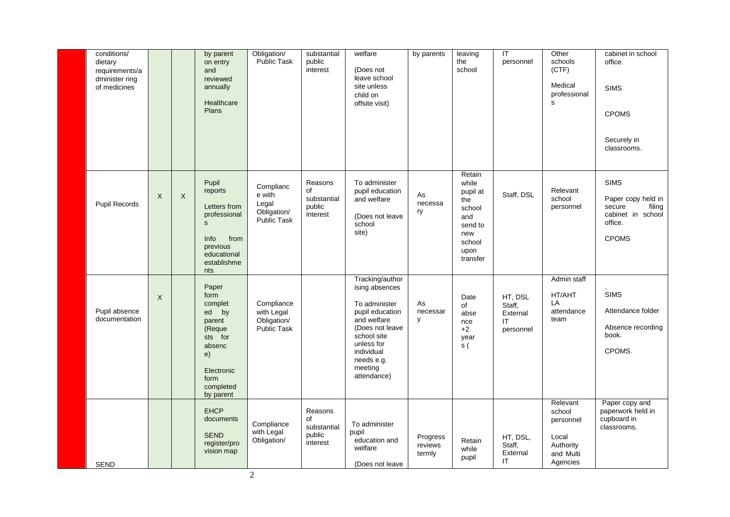|  |  |  |  |  |  |  |  |  |  |  |  |
|---|---|---|---|---|---|---|---|---|---|---|---|
|  | conditions/ dietary requirements/administer ring of medicines |  |  | by parent on entry and reviewed annually<br><br>Healthcare Plans | Obligation/ Public Task | substantial public interest | welfare<br><br>(Does not leave school site unless child on offsite visit) | by parents | leaving the school | IT personnel | Other schools (CTF)<br><br>Medical professionals | cabinet in school office.<br><br>SIMS<br><br>CPOMS<br><br>Securely in classrooms. |
|  | Pupil Records | X | X | Pupil reports<br><br>Letters from professionals<br><br>Info from previous educational establishments | Compliance with Legal Obligation/ Public Task | Reasons of substantial public interest | To administer pupil education and welfare<br><br>(Does not leave school site) | As necessary | Retain while pupil at the school and send to new school upon transfer | Staff, DSL | Relevant school personnel | SIMS<br><br>Paper copy held in secure filing cabinet in school office.<br><br>CPOMS |
|  | Pupil absence documentation | X |  | Paper form completed by parent (Requests for absence)<br><br>Electronic form completed by parent | Compliance with Legal Obligation/ Public Task |  | Tracking/authorising absences<br><br>To administer pupil education and welfare (Does not leave school site unless for individual needs e.g. meeting attendance) | As necessary | Date of absence +2 years ( | HT, DSL Staff, External IT personnel | Admin staff<br><br>HT/AHT LA attendance team | .<br>SIMS<br><br>Attendance folder<br><br>Absence recording book.<br><br>CPOMS. |
|  | SEND |  |  | EHCP documents<br><br>SEND register/provision map | Compliance with Legal Obligation/ | Reasons of substantial public interest | To administer pupil education and welfare<br><br>(Does not leave | Progress reviews termly | Retain while pupil | HT, DSL, Staff, External IT | Relevant school personnel<br><br>Local Authority and Multi Agencies | Paper copy and paperwork held in cupboard in classrooms. |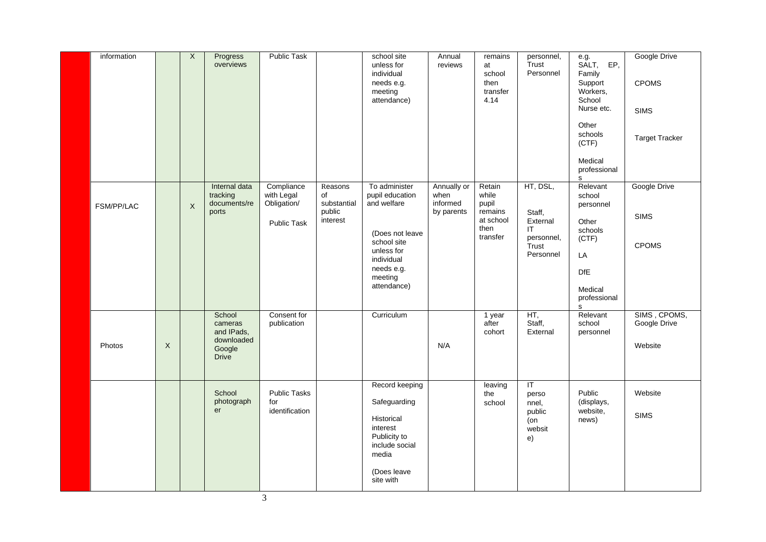| | | | | | | | | | | | | |
|---|---|---|---|---|---|---|---|---|---|---|---|---|
| | information | | X | Progress overviews | Public Task | | school site unless for individual needs e.g. meeting attendance) | Annual reviews | remains at school then transfer 4.14 | personnel, Trust Personnel | e.g. SALT, EP, Family Support Workers, School Nurse etc.<br><br>Other schools (CTF)<br><br>Medical professionals | Google Drive<br><br>CPOMS<br><br>SIMS<br><br>Target Tracker |
| | FSM/PP/LAC | | X | Internal data tracking documents/reports | Compliance with Legal Obligation/<br><br>Public Task | Reasons of substantial public interest | To administer pupil education and welfare<br><br>(Does not leave school site unless for individual needs e.g. meeting attendance) | Annually or when informed by parents | Retain while pupil remains at school then transfer | HT, DSL,<br><br>Staff, External IT personnel, Trust Personnel | Relevant school personnel<br><br>Other schools (CTF)<br><br>LA<br><br>DfE<br><br>Medical professionals | Google Drive<br><br>SIMS<br><br>CPOMS |
| | Photos | X | | School cameras and IPads, downloaded Google Drive | Consent for publication | | Curriculum | N/A | 1 year after cohort | HT, Staff, External | Relevant school personnel | SIMS , CPOMS, Google Drive<br><br>Website |
| | | | | School photographer | Public Tasks for identification | | Record keeping<br><br>Safeguarding<br><br>Historical interest<br>Publicity to include social media<br><br>(Does leave site with | | leaving the school | IT personnel, public (on website) | Public (displays, website, news) | Website<br><br>SIMS |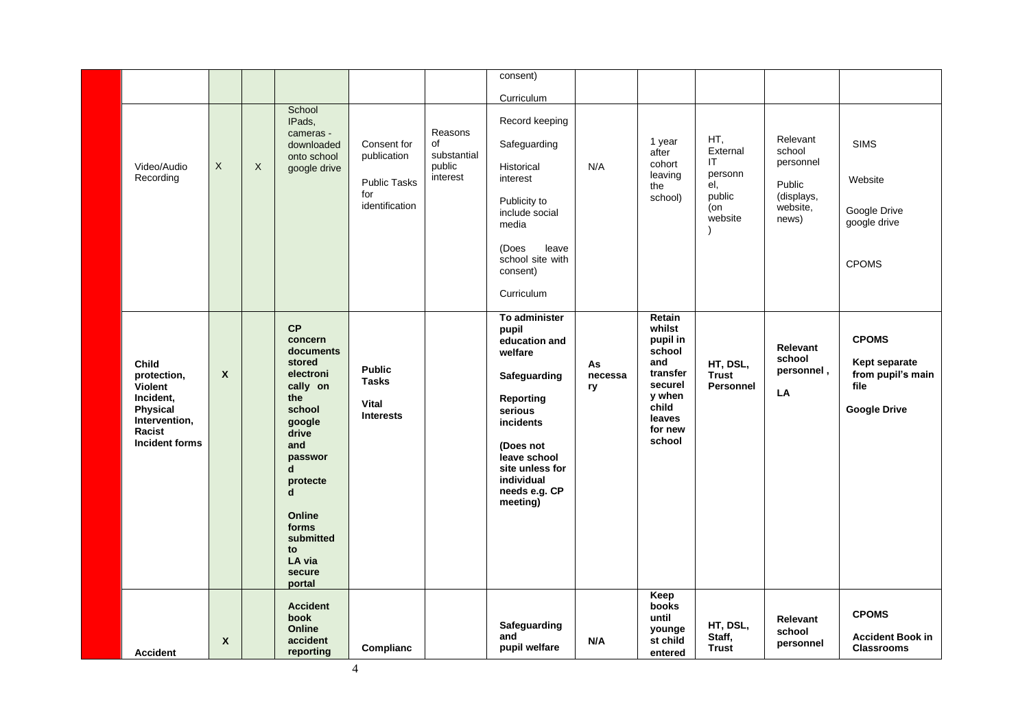| | | | | | | | | | | | |
|---|---|---|---|---|---|---|---|---|---|---|---|
| | | | | | | consent)<br><br>Curriculum | | | | | |
| Video/Audio Recording | X | X | School IPads, cameras - downloaded onto school google drive | Consent for publication<br><br>Public Tasks for identification | Reasons of substantial public interest | Record keeping<br><br>Safeguarding<br><br>Historical interest<br><br>Publicity to include social media<br><br>(Does leave school site with consent)<br><br>Curriculum | N/A | 1 year after cohort leaving the school) | HT, External IT personnel, public (on website) | Relevant school personnel<br><br>Public (displays, website, news) | SIMS<br><br>Website<br><br>Google Drive google drive<br><br>CPOMS |
| **Child protection, Violent Incident, Physical Intervention, Racist Incident forms** | **X** | | **CP concern documents stored electronically on the school google drive and password protected**<br><br>**Online forms submitted to LA via secure portal** | **Public Tasks**<br><br>**Vital Interests** | | **To administer pupil education and welfare**<br><br>**Safeguarding**<br><br>**Reporting serious incidents**<br><br>**(Does not leave school site unless for individual needs e.g. CP meeting)** | **As necessary** | **Retain whilst pupil in school and transfer securely when child leaves for new school** | **HT, DSL, Trust Personnel** | **Relevant school personnel ,**<br><br>**LA** | **CPOMS**<br><br>**Kept separate from pupil's main file**<br><br>**Google Drive** |
| **Accident** | **X** | | **Accident book Online accident reporting** | **Complianc** | | **Safeguarding and pupil welfare** | **N/A** | **Keep books until youngest child entered** | **HT, DSL, Staff, Trust** | **Relevant school personnel** | **CPOMS**<br><br>**Accident Book in Classrooms** |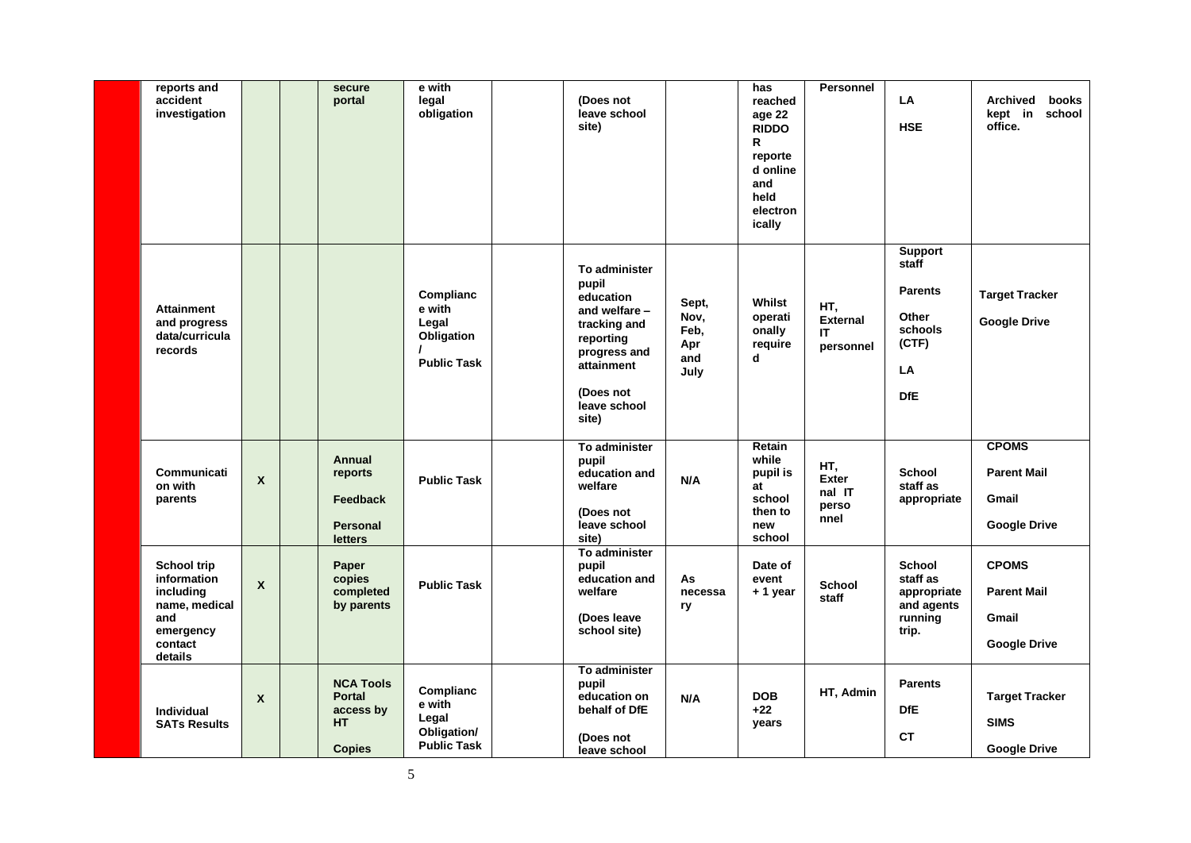| | | | | | | | | | | | |
|---|---|---|---|---|---|---|---|---|---|---|---|
| | **reports and accident investigation** | | | **secure portal** | **e with legal obligation** | | **(Does not leave school site)** | | **has reached age 22 RIDDOR reported online and held electronically** | **Personnel** | **LA**<br><br>**HSE** | **Archived books kept in school office.** |
| | **Attainment and progress data/curricula records** | | | | **Compliance with Legal Obligation / Public Task** | | **To administer pupil education and welfare – tracking and reporting progress and attainment**<br><br>**(Does not leave school site)** | **Sept, Nov, Feb, Apr and July** | **Whilst operationally required** | **HT, External IT personnel** | **Support staff**<br><br>**Parents**<br><br>**Other schools (CTF)**<br><br>**LA**<br><br>**DfE** | **Target Tracker**<br><br>**Google Drive** |
| | **Communication with parents** | **X** | | **Annual reports**<br><br>**Feedback**<br><br>**Personal letters** | **Public Task** | | **To administer pupil education and welfare**<br><br>**(Does not leave school site)** | **N/A** | **Retain while pupil is at school then to new school** | **HT, External IT personnel** | **School staff as appropriate** | **CPOMS**<br><br>**Parent Mail**<br><br>**Gmail**<br><br>**Google Drive** |
| | **School trip information including name, medical and emergency contact details** | **X** | | **Paper copies completed by parents** | **Public Task** | | **To administer pupil education and welfare**<br><br>**(Does leave school site)** | **As necessary** | **Date of event + 1 year** | **School staff** | **School staff as appropriate and agents running trip.** | **CPOMS**<br><br>**Parent Mail**<br><br>**Gmail**<br><br>**Google Drive** |
| | **Individual SATs Results** | **X** | | **NCA Tools Portal access by HT**<br><br>**Copies** | **Compliance with Legal Obligation/ Public Task** | | **To administer pupil education on behalf of DfE**<br><br>**(Does not leave school** | **N/A** | **DOB +22 years** | **HT, Admin** | **Parents**<br><br>**DfE**<br><br>**CT** | **Target Tracker**<br><br>**SIMS**<br><br>**Google Drive** |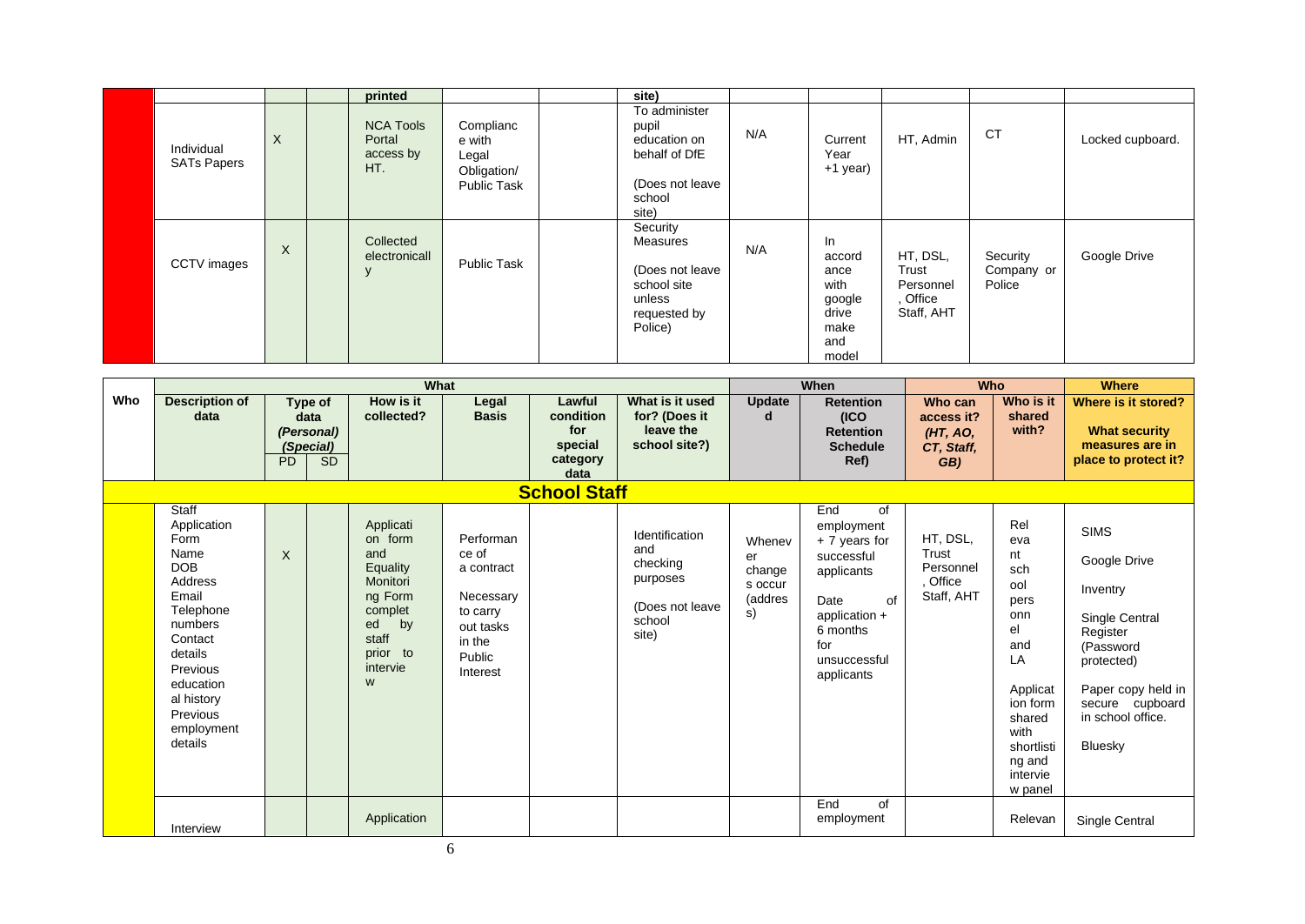| | | | | printed | | | site) | | | | | |
|---|---|---|---|---|---|---|---|---|---|---|---|---|
| | Individual SATs Papers | X | | NCA Tools Portal access by HT. | Compliance with Legal Obligation/ Public Task | | To administer pupil education on behalf of DfE (Does not leave school site) | N/A | Current Year +1 year) | HT, Admin | CT | Locked cupboard. |
| | CCTV images | X | | Collected electronically | Public Task | | Security Measures (Does not leave school site unless requested by Police) | N/A | In accordance with google drive make and model | HT, DSL, Trust Personnel, Office Staff, AHT | Security Company or Police | Google Drive |

| Who | What | | | | | | | | When | | Who | | Where |
|---|---|---|---|---|---|---|---|---|---|---|---|---|---|
| | Description of data | Type of data (Personal) (Special) | | How is it collected? | Legal Basis | Lawful condition for special category data | What is it used for? (Does it leave the school site?) | Updated | Retention (ICO Retention Schedule Ref) | | Who can access it? (HT, AO, CT, Staff, GB) | Who is it shared with? | Where is it stored? What security measures are in place to protect it? |
| | | PD | SD | | | | | | | | | | |
| **School Staff** | | | | | | | | | | | | | |
| | Staff Application Form Name DOB Address Email Telephone numbers Contact details Previous educational history Previous employment details | X | | Application form and Equality Monitoring Form completed by staff prior to interview | Performance of a contract Necessary to carry out tasks in the Public Interest | | Identification and checking purposes (Does not leave school site) | Whenever change s occur (address) | End of employment + 7 years for successful applicants Date of application + 6 months for unsuccessful applicants | | HT, DSL, Trust Personnel, Office Staff, AHT | Relevant school personnel and LA Application form shared with shortlisting and interview panel | SIMS Google Drive Inventry Single Central Register (Password protected) Paper copy held in secure cupboard in school office. Bluesky |
| | Interview | | | Application | | | | | End of employment | | | Relevan | Single Central |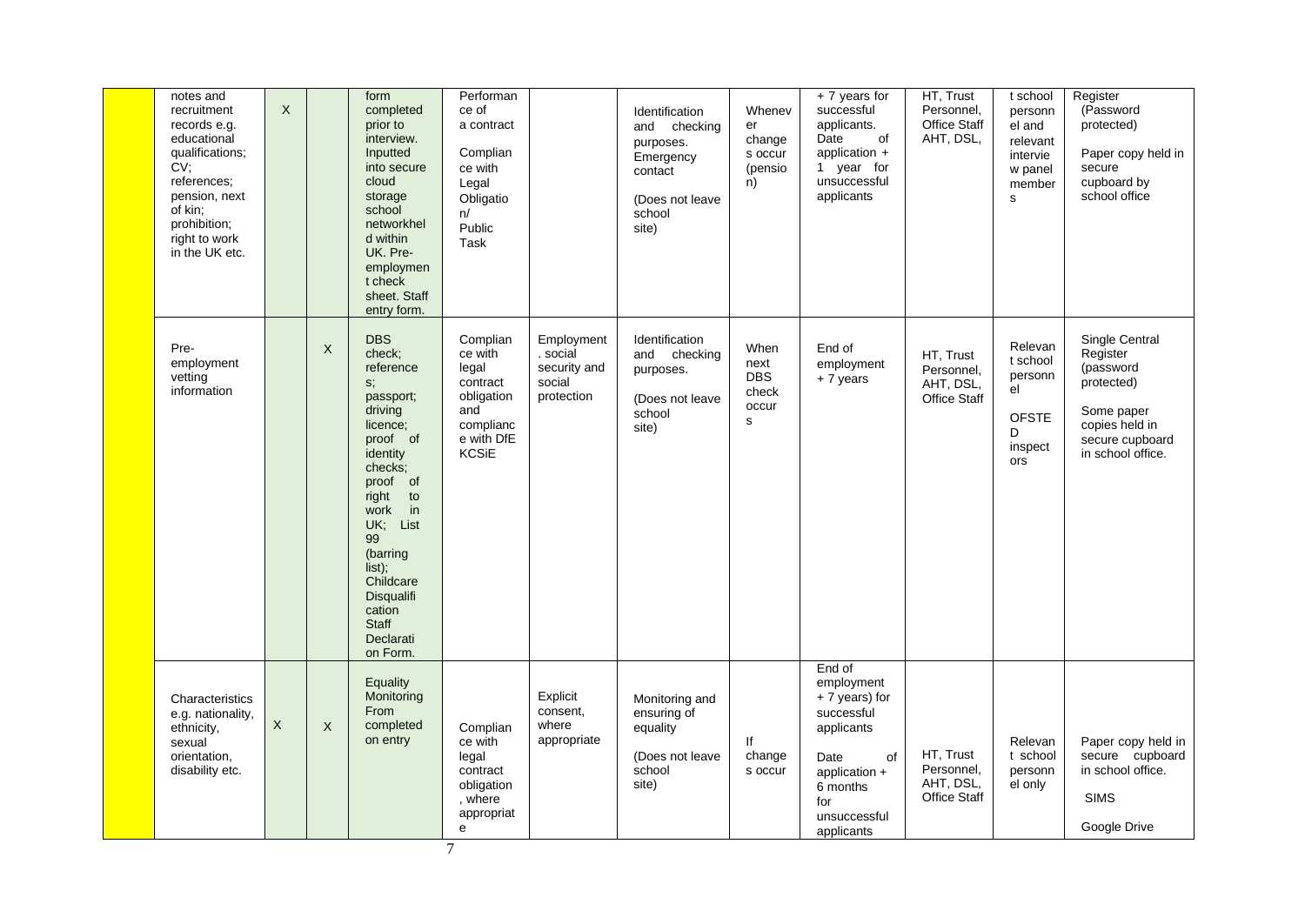| | | | | | | | | | | | | |
|---|---|---|---|---|---|---|---|---|---|---|---|---|
| | notes and recruitment records e.g. educational qualifications; CV; references; pension, next of kin; prohibition; right to work in the UK etc. | X | | form completed prior to interview. Inputted into secure cloud storage school networkheld within UK. Pre-employment check sheet. Staff entry form. | Performance of a contract Compliance with Legal Obligation/ Public Task | | Identification and checking purposes. Emergency contact (Does not leave school site) | Whenever changes occur (pension) | + 7 years for successful applicants. Date of application + 1 year for unsuccessful applicants | HT, Trust Personnel, Office Staff AHT, DSL, | t school personnel and relevant interview panel members | Register (Password protected) Paper copy held in secure cupboard by school office |
| | Pre-employment vetting information | | X | DBS check; references; passport; driving licence; proof of identity checks; proof of right to work in UK; List 99 (barring list); Childcare Disqualification Staff Declaration Form. | Compliance with legal contract obligation and compliance with DfE KCSiE | Employment. social security and social protection | Identification and checking purposes. (Does not leave school site) | When next DBS check occurs | End of employment + 7 years | HT, Trust Personnel, AHT, DSL, Office Staff | Relevant school personnel OFSTED inspectors | Single Central Register (password protected) Some paper copies held in secure cupboard in school office. |
| | Characteristics e.g. nationality, ethnicity, sexual orientation, disability etc. | X | X | Equality Monitoring From completed on entry | Compliance with legal contract obligation, where appropriate | Explicit consent, where appropriate | Monitoring and ensuring of equality (Does not leave school site) | If changes occur | End of employment + 7 years) for successful applicants Date of application + 6 months for unsuccessful applicants | HT, Trust Personnel, AHT, DSL, Office Staff | Relevant school personnel only | Paper copy held in secure cupboard in school office. SIMS Google Drive |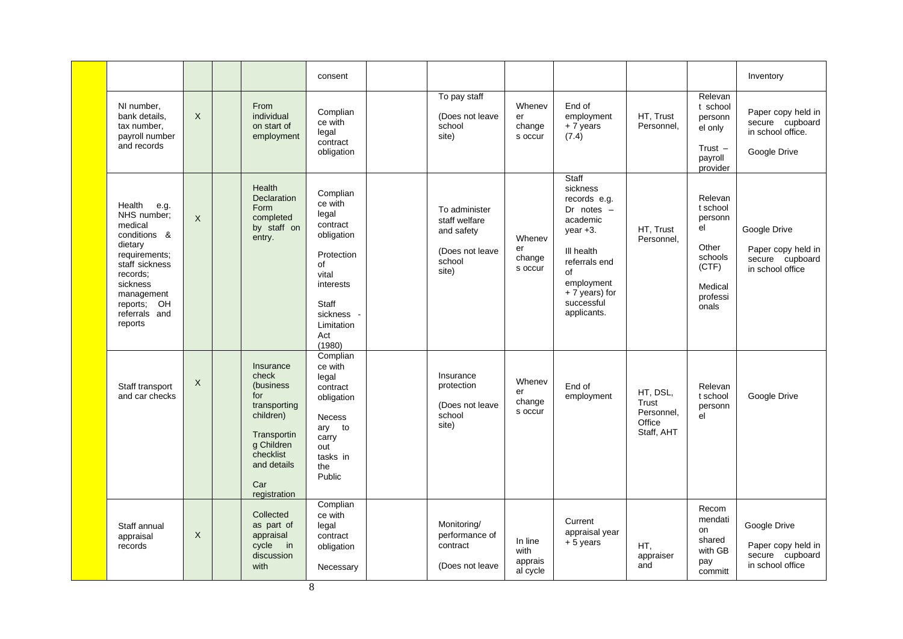| | | | | | | | | | | | |
|---|---|---|---|---|---|---|---|---|---|---|---|
| | | | | consent | | | | | | | Inventory |
| NI number, bank details, tax number, payroll number and records | X | | From individual on start of employment | Compliance with legal contract obligation | | To pay staff<br><br>(Does not leave school site) | Whenever change s occur | End of employment + 7 years (7.4) | HT, Trust Personnel, | Relevant school personnel only<br><br>Trust – payroll provider | Paper copy held in secure cupboard in school office.<br><br>Google Drive |
| Health e.g. NHS number; medical conditions & dietary requirements; staff sickness records; sickness management reports; OH referrals and reports | X | | Health Declaration Form completed by staff on entry. | Compliance with legal contract obligation<br><br>Protection of vital interests<br><br>Staff sickness - Limitation Act (1980) | | To administer staff welfare and safety<br><br>(Does not leave school site) | Whenever change s occur | Staff sickness records e.g. Dr notes – academic year +3.<br><br>Ill health referrals end of employment + 7 years) for successful applicants. | HT, Trust Personnel, | Relevant school personnel<br><br>Other schools (CTF)<br><br>Medical professionals | Google Drive<br><br>Paper copy held in secure cupboard in school office |
| Staff transport and car checks | X | | Insurance check (business for transporting children)<br><br>Transporting Children checklist and details<br><br>Car registration | Compliance with legal contract obligation<br><br>Necessary to carry out tasks in the Public | | Insurance protection<br><br>(Does not leave school site) | Whenever change s occur | End of employment | HT, DSL, Trust Personnel, Office Staff, AHT | Relevant school personnel | Google Drive |
| Staff annual appraisal records | X | | Collected as part of appraisal cycle in discussion with | Compliance with legal contract obligation<br><br>Necessary | | Monitoring/ performance of contract<br><br>(Does not leave | In line with appraisal cycle | Current appraisal year + 5 years | HT, appraiser and | Recommendation shared with GB pay committ | Google Drive<br><br>Paper copy held in secure cupboard in school office |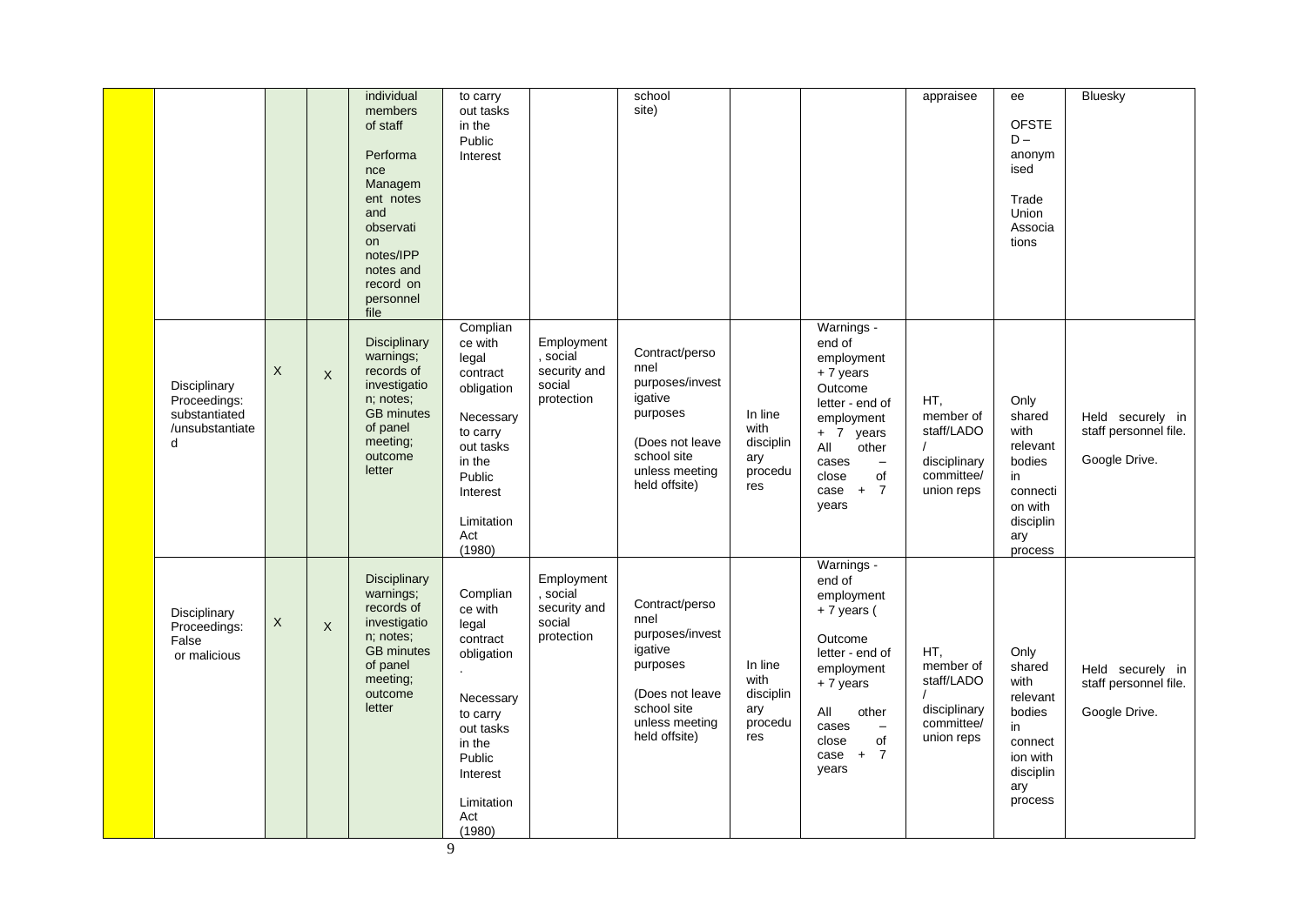| | | | | | | | | | | | | |
|---|---|---|---|---|---|---|---|---|---|---|---|---|
| | | | | individual members of staff<br><br>Performance Management notes and observation notes/IPP notes and record on personnel file | to carry out tasks in the Public Interest | | school site) | | | appraisee | ee<br><br>OFSTED – anonymised<br><br>Trade Union Associations | Bluesky |
| | Disciplinary Proceedings: substantiated /unsubstantiated | X | X | Disciplinary warnings; records of investigation; notes; GB minutes of panel meeting; outcome letter | Compliance with legal contract obligation<br><br>Necessary to carry out tasks in the Public Interest<br><br>Limitation Act (1980) | Employment, social security and social protection | Contract/personnel purposes/investigative purposes<br><br>(Does not leave school site unless meeting held offsite) | In line with disciplinary procedures | Warnings - end of employment + 7 years<br>Outcome letter - end of employment + 7 years<br>All other cases – close of case + 7 years | HT, member of staff/LADO / disciplinary committee/ union reps | Only shared with relevant bodies in connection with disciplinary process | Held securely in staff personnel file.<br><br>Google Drive. |
| | Disciplinary Proceedings: False or malicious | X | X | Disciplinary warnings; records of investigation; notes; GB minutes of panel meeting; outcome letter | Compliance with legal contract obligation.<br><br>Necessary to carry out tasks in the Public Interest<br><br>Limitation Act (1980) | Employment, social security and social protection | Contract/personnel purposes/investigative purposes<br><br>(Does not leave school site unless meeting held offsite) | In line with disciplinary procedures | Warnings - end of employment + 7 years (<br><br>Outcome letter - end of employment + 7 years<br><br>All other cases – close of case + 7 years | HT, member of staff/LADO / disciplinary committee/ union reps | Only shared with relevant bodies in connection with disciplinary process | Held securely in staff personnel file.<br><br>Google Drive. |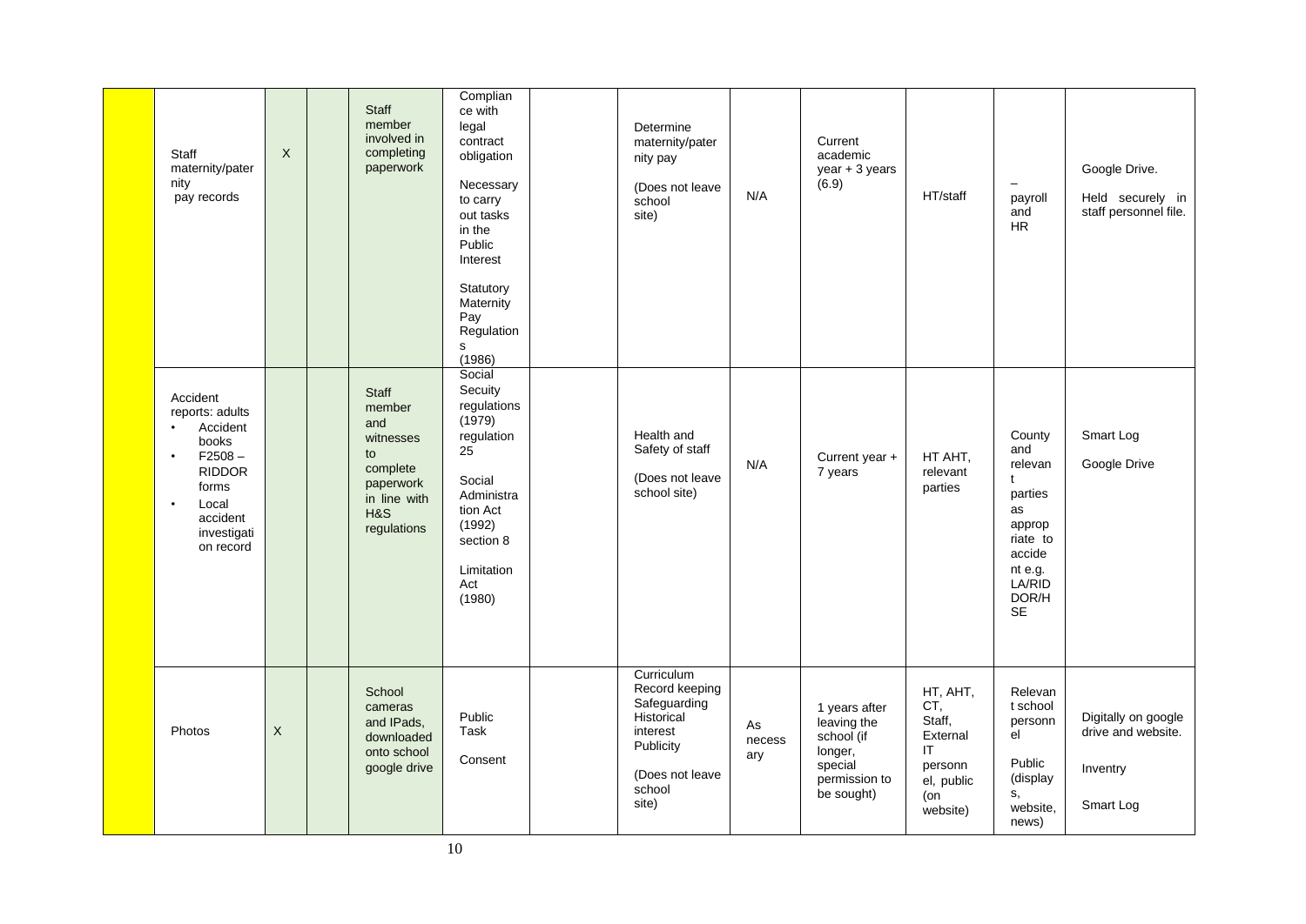| | | | | | | | | | | | | |
|---|---|---|---|---|---|---|---|---|---|---|---|---|
| | Staff maternity/paternity pay records | X | | Staff member involved in completing paperwork | Compliance with legal contract obligation<br><br>Necessary to carry out tasks in the Public Interest<br><br>Statutory Maternity Pay Regulations (1986) | | Determine maternity/paternity pay<br><br>(Does not leave school site) | N/A | Current academic year + 3 years (6.9) | HT/staff | – payroll and HR | Google Drive.<br><br>Held securely in staff personnel file. |
| | Accident reports: adults<br>• Accident books<br>• F2508 – RIDDOR forms<br>• Local accident investigation record | | | Staff member and witnesses to complete paperwork in line with H&S regulations | Social Secuity regulations (1979) regulation 25<br><br>Social Administration Act (1992) section 8<br><br>Limitation Act (1980) | | Health and Safety of staff<br><br>(Does not leave school site) | N/A | Current year + 7 years | HT AHT, relevant parties | County and relevant parties as appropriate to accident e.g. LA/RIDDOR/HSE | Smart Log<br><br>Google Drive |
| | Photos | X | | School cameras and IPads, downloaded onto school google drive | Public Task<br><br>Consent | | Curriculum Record keeping Safeguarding Historical interest Publicity<br><br>(Does not leave school site) | As necessary | 1 years after leaving the school (if longer, special permission to be sought) | HT, AHT, CT, Staff, External IT personnel, public (on website) | Relevant school personnel<br><br>Public (displays, website, news) | Digitally on google drive and website.<br><br>Inventry<br><br>Smart Log |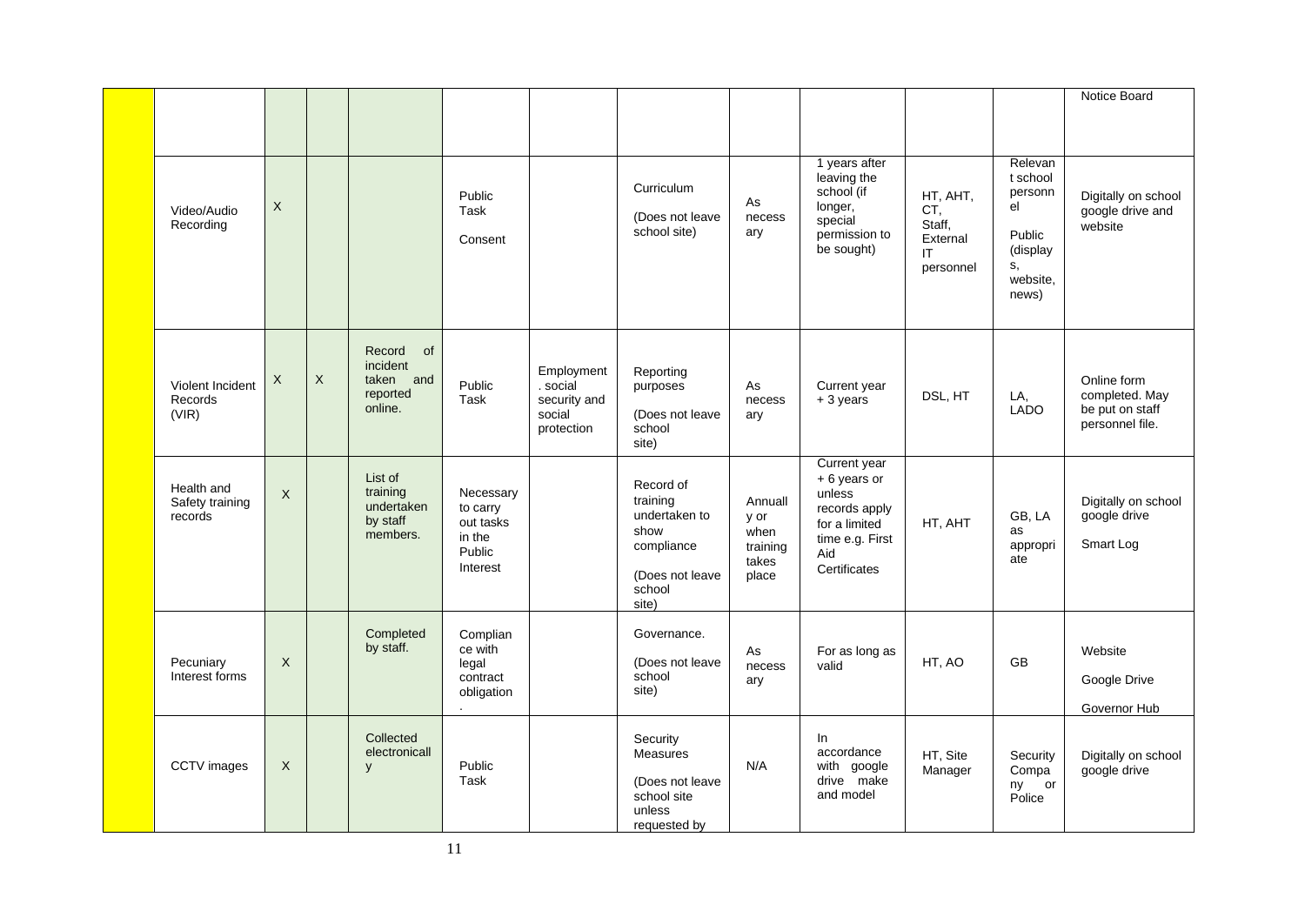| | | | | | | | | | | | | |
|---|---|---|---|---|---|---|---|---|---|---|---|---|
| | | | | | | | | | | | | Notice Board |
| | Video/Audio Recording | X | | | Public Task<br>Consent | | Curriculum<br>(Does not leave school site) | As necessary | 1 years after leaving the school (if longer, special permission to be sought) | HT, AHT, CT, Staff, External IT personnel | Relevant school personnel<br>Public (displays, website, news) | Digitally on school google drive and website |
| | Violent Incident Records (VIR) | X | X | Record of incident taken and reported online. | Public Task | Employment. social security and social protection | Reporting purposes<br>(Does not leave school site) | As necessary | Current year + 3 years | DSL, HT | LA, LADO | Online form completed. May be put on staff personnel file. |
| | Health and Safety training records | X | | List of training undertaken by staff members. | Necessary to carry out tasks in the Public Interest | | Record of training undertaken to show compliance<br>(Does not leave school site) | Annually or when training takes place | Current year + 6 years or unless records apply for a limited time e.g. First Aid Certificates | HT, AHT | GB, LA as appropriate | Digitally on school google drive<br>Smart Log |
| | Pecuniary Interest forms | X | | Completed by staff. | Compliance with legal contract obligation. | | Governance.<br>(Does not leave school site) | As necessary | For as long as valid | HT, AO | GB | Website<br>Google Drive<br>Governor Hub |
| | CCTV images | X | | Collected electronically | Public Task | | Security Measures<br>(Does not leave school site unless requested by | N/A | In accordance with google drive make and model | HT, Site Manager | Security Company or Police | Digitally on school google drive |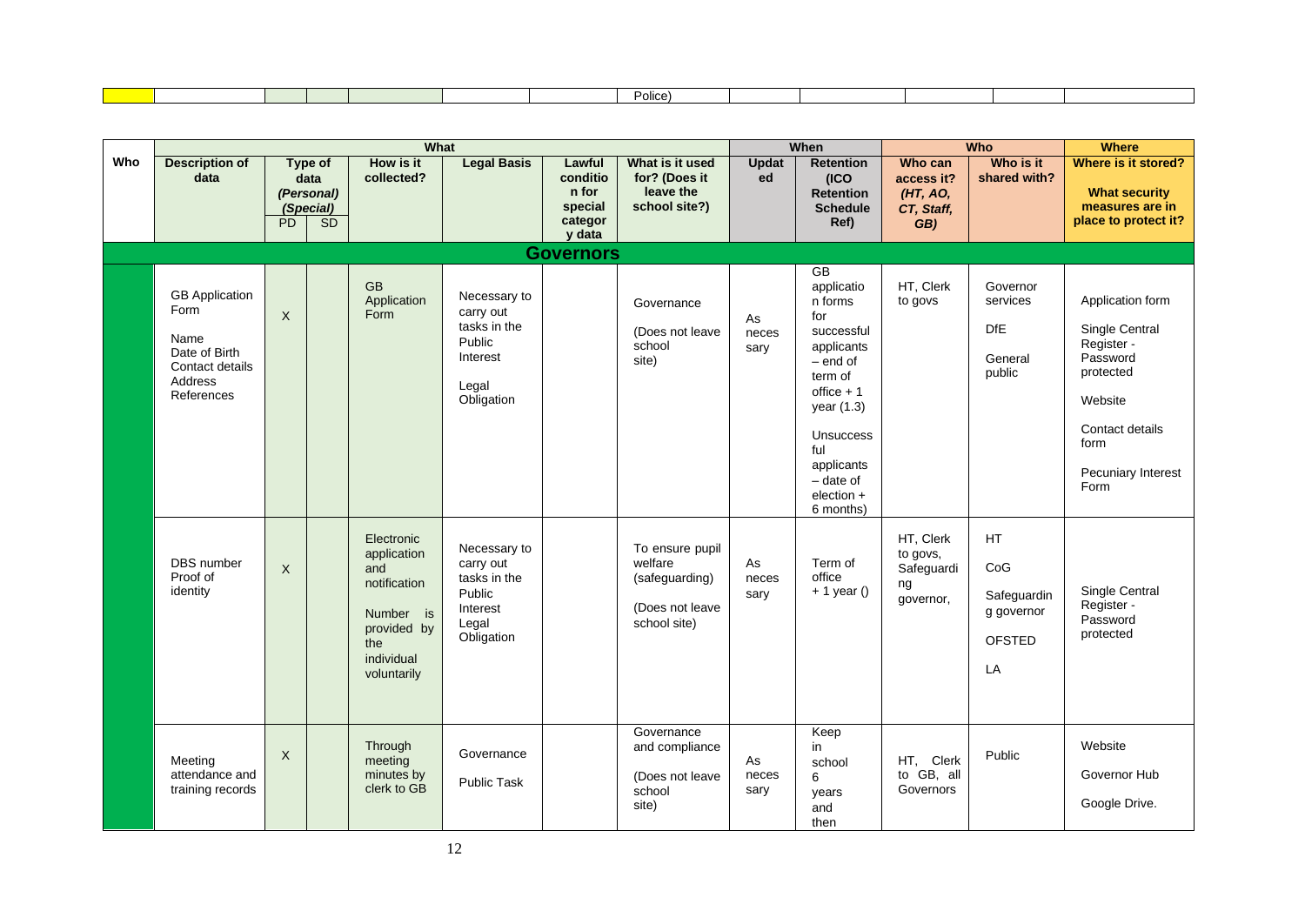| | | | | | | | Police) | | | | | |
|---|---|---|---|---|---|---|---|---|---|---|---|---|

| Who | What | | | | | | | When | | Who | | Where |
|---|---|---|---|---|---|---|---|---|---|---|---|---|
| **Who** | **Description of data** | **Type of data (Personal) (Special)** | | **How is it collected?** | **Legal Basis** | **Lawful condition for special category data** | **What is it used for? (Does it leave the school site?)** | **Updated** | **Retention (ICO Retention Schedule Ref)** | **Who can access it? (HT, AO, CT, Staff, GB)** | **Who is it shared with?** | **Where is it stored? What security measures are in place to protect it?** |
| | | **PD** | **SD** | | | | | | | | | |
| **Governors** | | | | | | | | | | | | |
| | GB Application Form<br><br>Name<br>Date of Birth<br>Contact details<br>Address<br>References | X | | GB Application Form | Necessary to carry out tasks in the Public Interest<br><br>Legal Obligation | | Governance<br><br>(Does not leave school site) | As necessary | GB application forms for successful applicants – end of term of office + 1 year (1.3)<br><br>Unsuccessful applicants – date of election + 6 months) | HT, Clerk to govs | Governor services<br><br>DfE<br><br>General public | Application form<br><br>Single Central Register - Password protected<br><br>Website<br><br>Contact details form<br><br>Pecuniary Interest Form |
| | DBS number<br>Proof of identity | X | | Electronic application and notification<br><br>Number is provided by the individual voluntarily | Necessary to carry out tasks in the Public Interest<br>Legal Obligation | | To ensure pupil welfare (safeguarding)<br><br>(Does not leave school site) | As necessary | Term of office + 1 year () | HT, Clerk to govs, Safeguarding governor, | HT<br><br>CoG<br><br>Safeguarding governor<br><br>OFSTED<br><br>LA | Single Central Register - Password protected |
| | Meeting attendance and training records | X | | Through meeting minutes by clerk to GB | Governance<br><br>Public Task | | Governance and compliance<br><br>(Does not leave school site) | As necessary | Keep in school 6 years and then | HT, Clerk to GB, all Governors | Public | Website<br><br>Governor Hub<br><br>Google Drive. |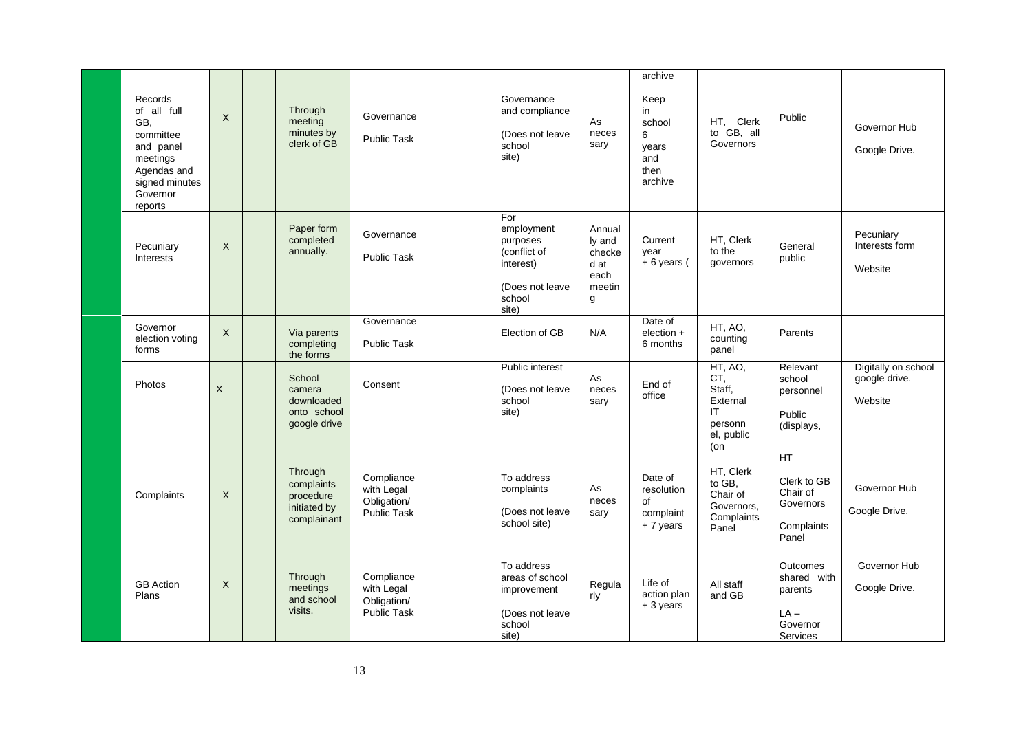|  |  |  |  |  |  |  |  |  |  |  |  |  |
|---|---|---|---|---|---|---|---|---|---|---|---|---|
|  |  |  |  |  |  |  |  |  | archive |  |  |  |
|  | Records of all full GB, committee and panel meetings Agendas and signed minutes Governor reports | X |  | Through meeting minutes by clerk of GB | Governance<br><br>Public Task |  | Governance and compliance<br><br>(Does not leave school site) | As necessary | Keep in school 6 years and then archive | HT, Clerk to GB, all Governors | Public | Governor Hub<br><br>Google Drive. |
|  | Pecuniary Interests | X |  | Paper form completed annually. | Governance<br><br>Public Task |  | For employment purposes (conflict of interest)<br><br>(Does not leave school site) | Annually and checked at each meeting | Current year + 6 years ( | HT, Clerk to the governors | General public | Pecuniary Interests form<br><br>Website |
|  | Governor election voting forms | X |  | Via parents completing the forms | Governance<br><br>Public Task |  | Election of GB | N/A | Date of election + 6 months | HT, AO, counting panel | Parents |  |
|  | Photos | X |  | School camera downloaded onto school google drive | Consent |  | Public interest<br><br>(Does not leave school site) | As necessary | End of office | HT, AO, CT, Staff, External IT personnel, public (on | Relevant school personnel<br><br>Public (displays, | Digitally on school google drive.<br><br>Website |
|  | Complaints | X |  | Through complaints procedure initiated by complainant | Compliance with Legal Obligation/ Public Task |  | To address complaints<br><br>(Does not leave school site) | As necessary | Date of resolution of complaint + 7 years | HT, Clerk to GB, Chair of Governors, Complaints Panel | HT<br><br>Clerk to GB Chair of Governors<br><br>Complaints Panel | Governor Hub<br><br>Google Drive. |
|  | GB Action Plans | X |  | Through meetings and school visits. | Compliance with Legal Obligation/ Public Task |  | To address areas of school improvement<br><br>(Does not leave school site) | Regularly | Life of action plan + 3 years | All staff and GB | Outcomes shared with parents<br><br>LA – Governor Services | Governor Hub<br><br>Google Drive. |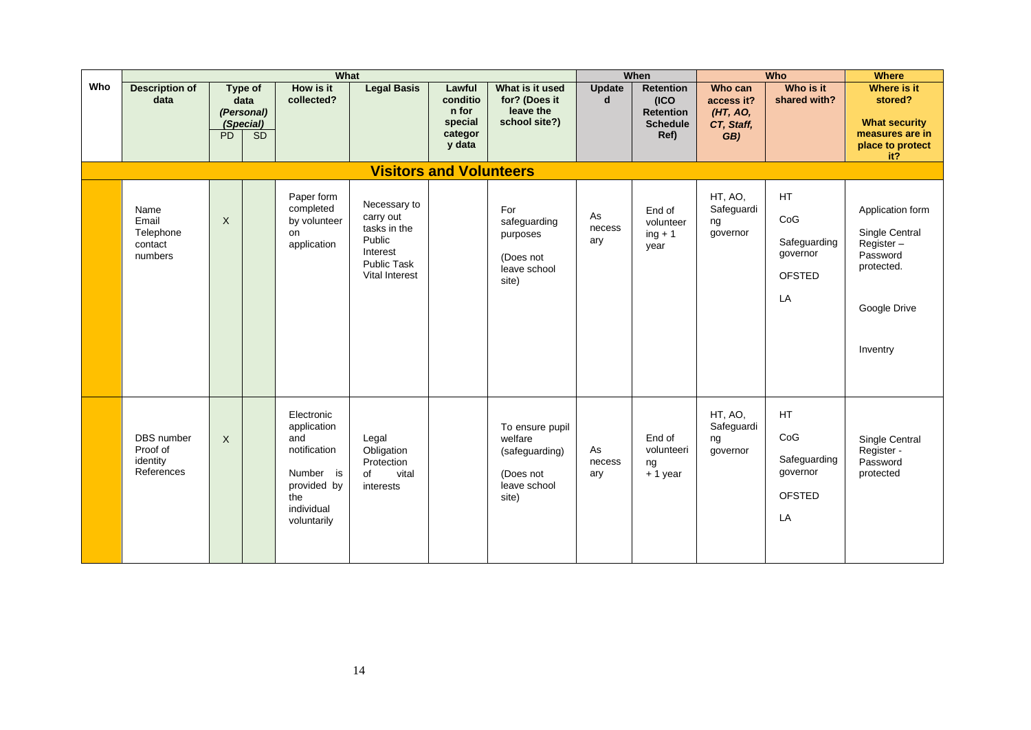| Who | What | | | | | | | When | | Who | | Where |
|---|---|---|---|---|---|---|---|---|---|---|---|---|
| Who | Description of data | Type of data *(Personal)* *(Special)* PD | SD | How is it collected? | Legal Basis | Lawful condition for special category data | What is it used for? (Does it leave the school site?) | Updated | Retention (ICO Retention Schedule Ref) | Who can access it? *(HT, AO, CT, Staff, GB)* | Who is it shared with? | Where is it stored? What security measures are in place to protect it? |
| **Visitors and Volunteers** | | | | | | | | | | | | |
| | Name Email Telephone contact numbers | X | | Paper form completed by volunteer on application | Necessary to carry out tasks in the Public Interest Public Task Vital Interest | | For safeguarding purposes (Does not leave school site) | As necessary | End of volunteering + 1 year | HT, AO, Safeguarding governor | HT CoG Safeguarding governor OFSTED LA | Application form Single Central Register – Password protected. Google Drive Inventry |
| | DBS number Proof of identity References | X | | Electronic application and notification Number is provided by the individual voluntarily | Legal Obligation Protection of vital interests | | To ensure pupil welfare (safeguarding) (Does not leave school site) | As necessary | End of volunteering + 1 year | HT, AO, Safeguarding governor | HT CoG Safeguarding governor OFSTED LA | Single Central Register - Password protected |